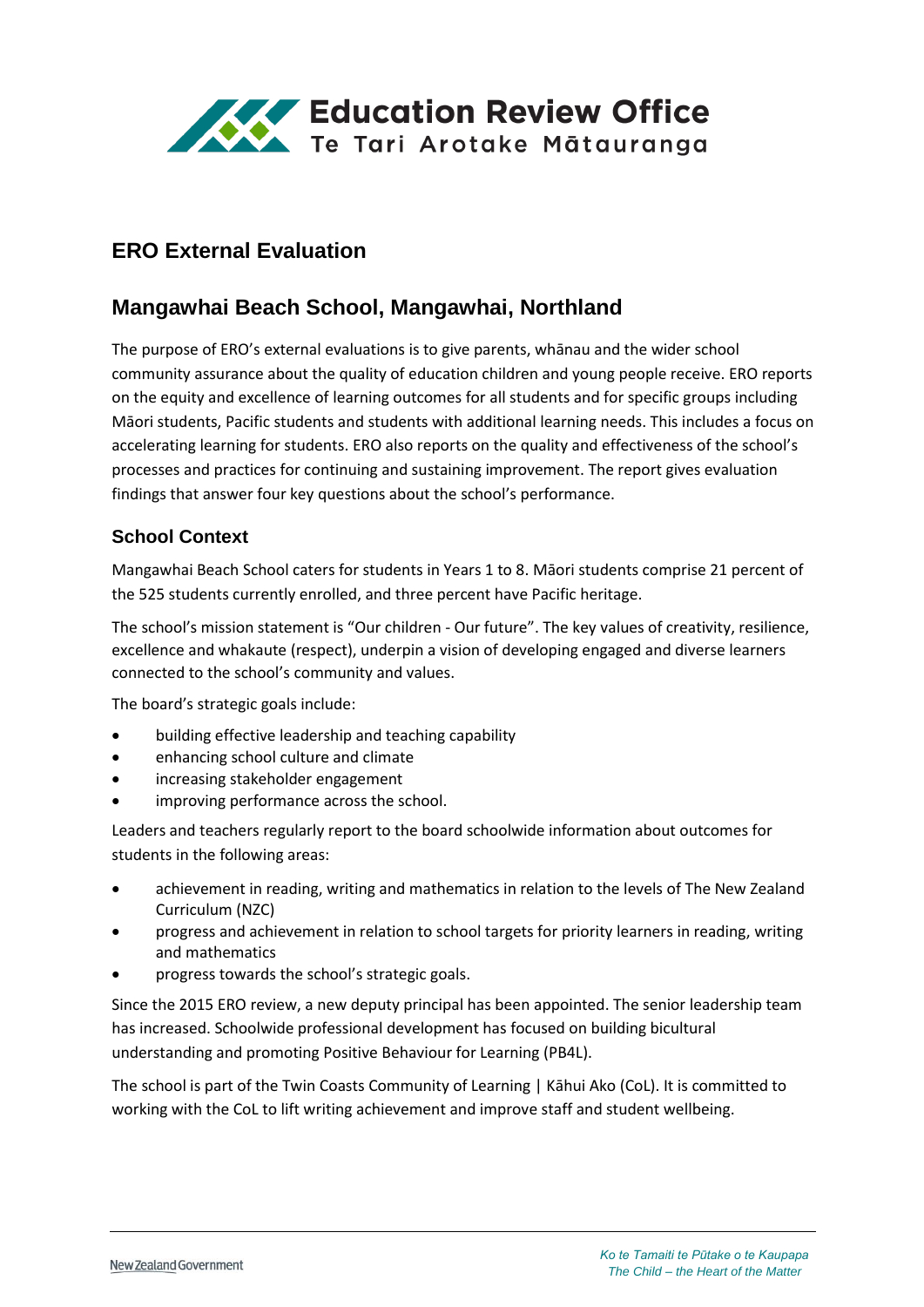# Education Review Office
Te Tari Arotake Mātauranga

## ERO External Evaluation

## Mangawhai Beach School, Mangawhai, Northland

The purpose of ERO's external evaluations is to give parents, whānau and the wider school community assurance about the quality of education children and young people receive. ERO reports on the equity and excellence of learning outcomes for all students and for specific groups including Māori students, Pacific students and students with additional learning needs. This includes a focus on accelerating learning for students. ERO also reports on the quality and effectiveness of the school's processes and practices for continuing and sustaining improvement. The report gives evaluation findings that answer four key questions about the school's performance.

### School Context

Mangawhai Beach School caters for students in Years 1 to 8. Māori students comprise 21 percent of the 525 students currently enrolled, and three percent have Pacific heritage.

The school's mission statement is "Our children - Our future". The key values of creativity, resilience, excellence and whakaute (respect), underpin a vision of developing engaged and diverse learners connected to the school's community and values.

The board's strategic goals include:

- building effective leadership and teaching capability
- enhancing school culture and climate
- increasing stakeholder engagement
- improving performance across the school.

Leaders and teachers regularly report to the board schoolwide information about outcomes for students in the following areas:

- achievement in reading, writing and mathematics in relation to the levels of The New Zealand Curriculum (NZC)
- progress and achievement in relation to school targets for priority learners in reading, writing and mathematics
- progress towards the school's strategic goals.

Since the 2015 ERO review, a new deputy principal has been appointed. The senior leadership team has increased. Schoolwide professional development has focused on building bicultural understanding and promoting Positive Behaviour for Learning (PB4L).

The school is part of the Twin Coasts Community of Learning | Kāhui Ako (CoL). It is committed to working with the CoL to lift writing achievement and improve staff and student wellbeing.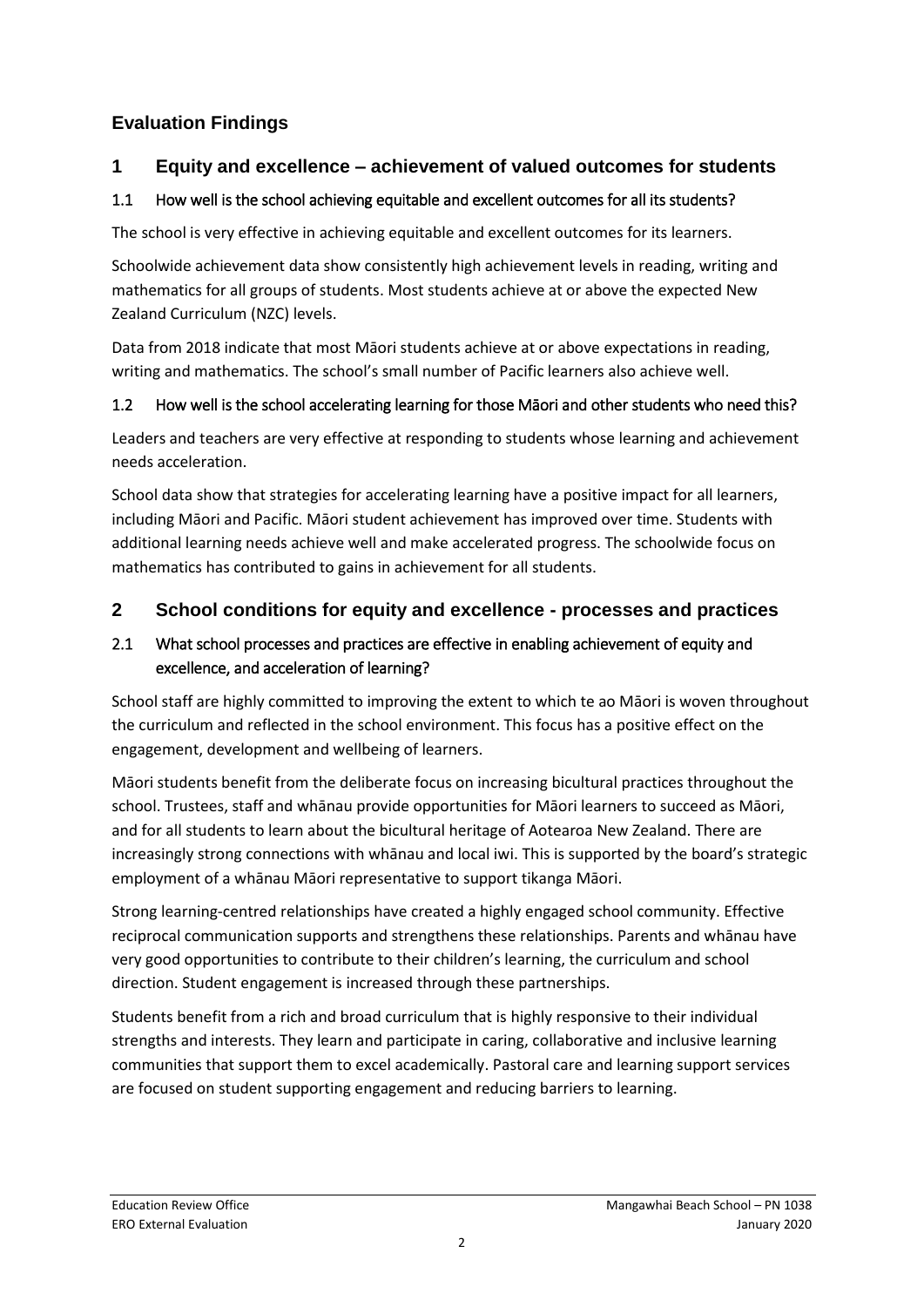## Evaluation Findings

## 1 Equity and excellence – achievement of valued outcomes for students

### 1.1 How well is the school achieving equitable and excellent outcomes for all its students?

The school is very effective in achieving equitable and excellent outcomes for its learners.

Schoolwide achievement data show consistently high achievement levels in reading, writing and mathematics for all groups of students. Most students achieve at or above the expected New Zealand Curriculum (NZC) levels.

Data from 2018 indicate that most Māori students achieve at or above expectations in reading, writing and mathematics. The school's small number of Pacific learners also achieve well.

### 1.2 How well is the school accelerating learning for those Māori and other students who need this?

Leaders and teachers are very effective at responding to students whose learning and achievement needs acceleration.

School data show that strategies for accelerating learning have a positive impact for all learners, including Māori and Pacific. Māori student achievement has improved over time. Students with additional learning needs achieve well and make accelerated progress. The schoolwide focus on mathematics has contributed to gains in achievement for all students.

## 2 School conditions for equity and excellence - processes and practices

### 2.1 What school processes and practices are effective in enabling achievement of equity and excellence, and acceleration of learning?

School staff are highly committed to improving the extent to which te ao Māori is woven throughout the curriculum and reflected in the school environment. This focus has a positive effect on the engagement, development and wellbeing of learners.

Māori students benefit from the deliberate focus on increasing bicultural practices throughout the school. Trustees, staff and whānau provide opportunities for Māori learners to succeed as Māori, and for all students to learn about the bicultural heritage of Aotearoa New Zealand. There are increasingly strong connections with whānau and local iwi. This is supported by the board's strategic employment of a whānau Māori representative to support tikanga Māori.

Strong learning-centred relationships have created a highly engaged school community. Effective reciprocal communication supports and strengthens these relationships. Parents and whānau have very good opportunities to contribute to their children's learning, the curriculum and school direction. Student engagement is increased through these partnerships.

Students benefit from a rich and broad curriculum that is highly responsive to their individual strengths and interests. They learn and participate in caring, collaborative and inclusive learning communities that support them to excel academically. Pastoral care and learning support services are focused on student supporting engagement and reducing barriers to learning.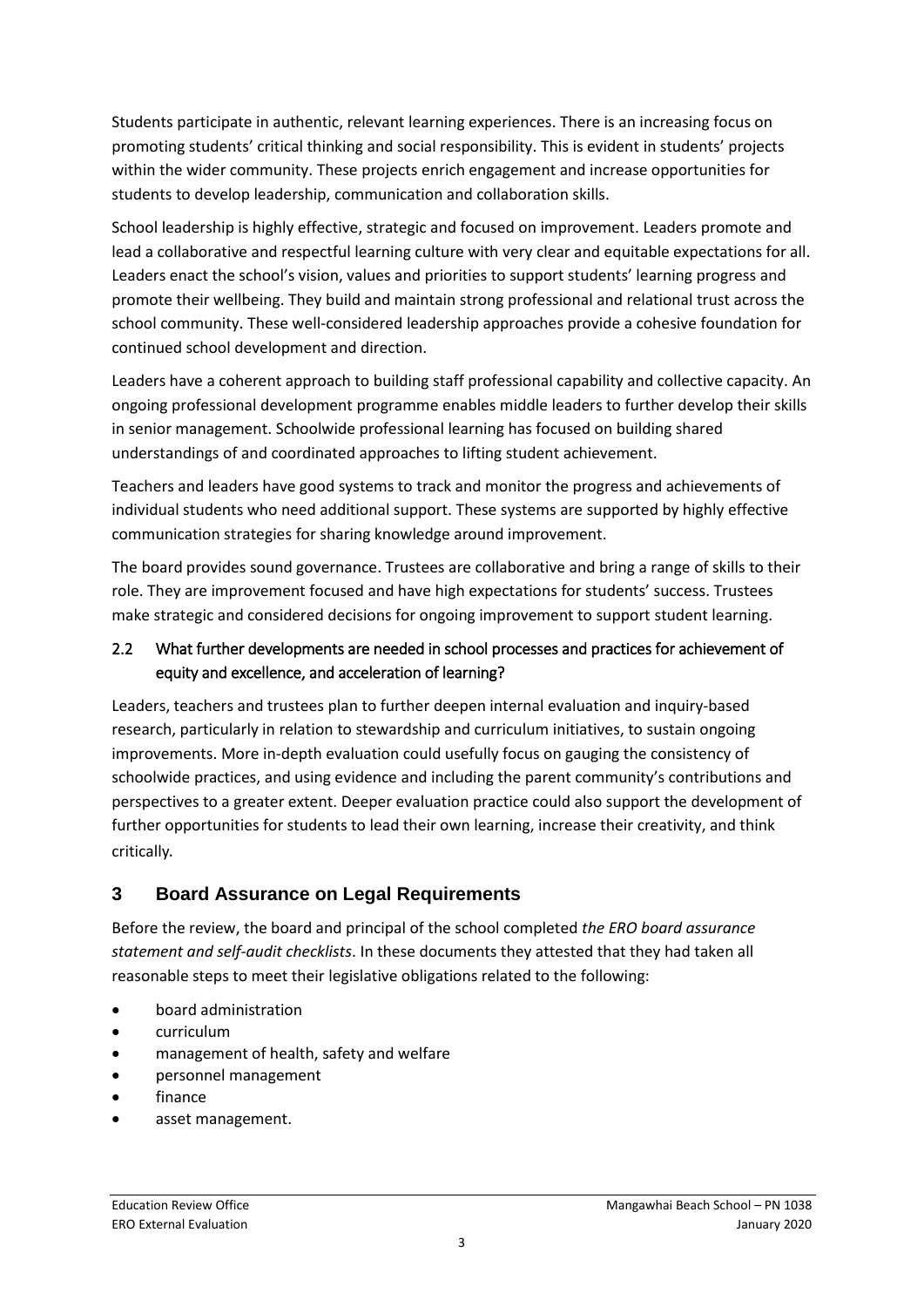Students participate in authentic, relevant learning experiences. There is an increasing focus on promoting students' critical thinking and social responsibility. This is evident in students' projects within the wider community. These projects enrich engagement and increase opportunities for students to develop leadership, communication and collaboration skills.

School leadership is highly effective, strategic and focused on improvement. Leaders promote and lead a collaborative and respectful learning culture with very clear and equitable expectations for all. Leaders enact the school's vision, values and priorities to support students' learning progress and promote their wellbeing. They build and maintain strong professional and relational trust across the school community. These well-considered leadership approaches provide a cohesive foundation for continued school development and direction.

Leaders have a coherent approach to building staff professional capability and collective capacity. An ongoing professional development programme enables middle leaders to further develop their skills in senior management. Schoolwide professional learning has focused on building shared understandings of and coordinated approaches to lifting student achievement.

Teachers and leaders have good systems to track and monitor the progress and achievements of individual students who need additional support. These systems are supported by highly effective communication strategies for sharing knowledge around improvement.

The board provides sound governance. Trustees are collaborative and bring a range of skills to their role. They are improvement focused and have high expectations for students' success. Trustees make strategic and considered decisions for ongoing improvement to support student learning.

### 2.2 What further developments are needed in school processes and practices for achievement of equity and excellence, and acceleration of learning?

Leaders, teachers and trustees plan to further deepen internal evaluation and inquiry-based research, particularly in relation to stewardship and curriculum initiatives, to sustain ongoing improvements. More in-depth evaluation could usefully focus on gauging the consistency of schoolwide practices, and using evidence and including the parent community's contributions and perspectives to a greater extent. Deeper evaluation practice could also support the development of further opportunities for students to lead their own learning, increase their creativity, and think critically.

## 3 Board Assurance on Legal Requirements

Before the review, the board and principal of the school completed *the ERO board assurance statement and self-audit checklists*. In these documents they attested that they had taken all reasonable steps to meet their legislative obligations related to the following:

- board administration
- curriculum
- management of health, safety and welfare
- personnel management
- finance
- asset management.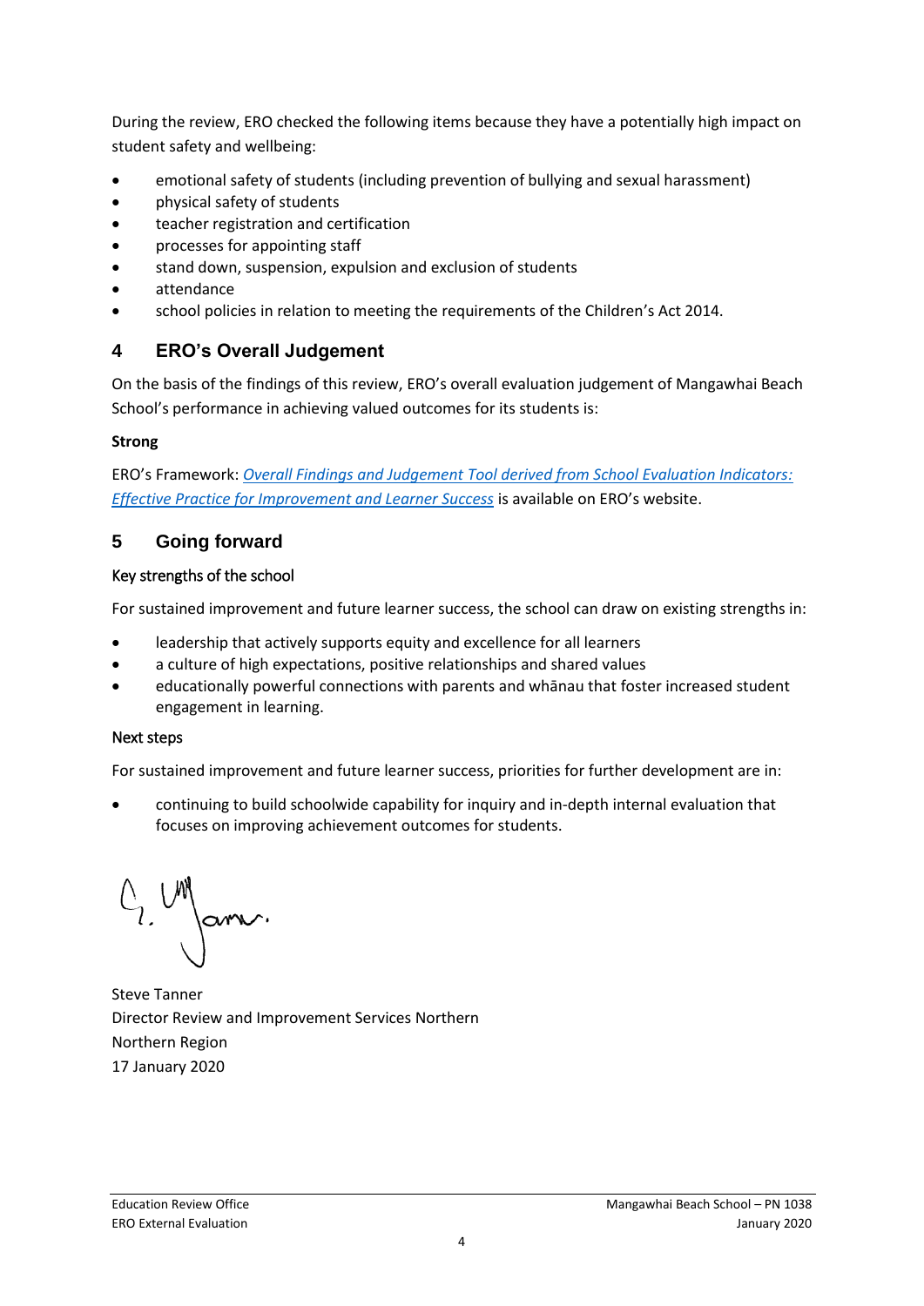During the review, ERO checked the following items because they have a potentially high impact on student safety and wellbeing:

- emotional safety of students (including prevention of bullying and sexual harassment)
- physical safety of students
- teacher registration and certification
- processes for appointing staff
- stand down, suspension, expulsion and exclusion of students
- attendance
- school policies in relation to meeting the requirements of the Children's Act 2014.

## 4 ERO's Overall Judgement

On the basis of the findings of this review, ERO's overall evaluation judgement of Mangawhai Beach School's performance in achieving valued outcomes for its students is:

**Strong**

ERO's Framework: *Overall Findings and Judgement Tool derived from School Evaluation Indicators: Effective Practice for Improvement and Learner Success* is available on ERO's website.

## 5 Going forward

### Key strengths of the school

For sustained improvement and future learner success, the school can draw on existing strengths in:

- leadership that actively supports equity and excellence for all learners
- a culture of high expectations, positive relationships and shared values
- educationally powerful connections with parents and whānau that foster increased student engagement in learning.

### Next steps

For sustained improvement and future learner success, priorities for further development are in:

- continuing to build schoolwide capability for inquiry and in-depth internal evaluation that focuses on improving achievement outcomes for students.

Steve Tanner
Director Review and Improvement Services Northern
Northern Region
17 January 2020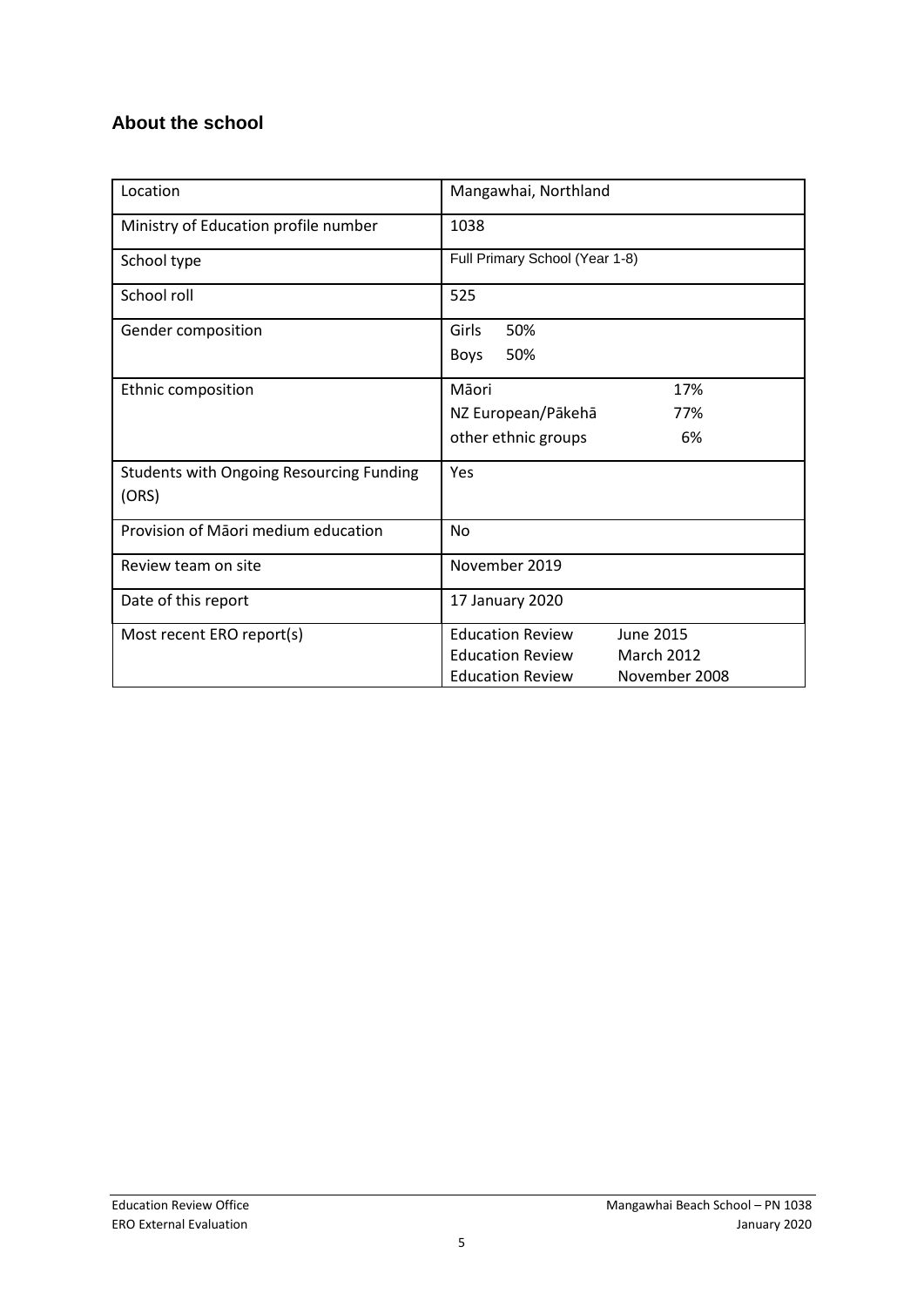## About the school

| | |
|---|---|
| Location | Mangawhai, Northland |
| Ministry of Education profile number | 1038 |
| School type | Full Primary School (Year 1-8) |
| School roll | 525 |
| Gender composition | Girls 50%<br>Boys 50% |
| Ethnic composition | Māori 17%<br>NZ European/Pākehā 77%<br>other ethnic groups 6% |
| Students with Ongoing Resourcing Funding (ORS) | Yes |
| Provision of Māori medium education | No |
| Review team on site | November 2019 |
| Date of this report | 17 January 2020 |
| Most recent ERO report(s) | Education Review June 2015<br>Education Review March 2012<br>Education Review November 2008 |